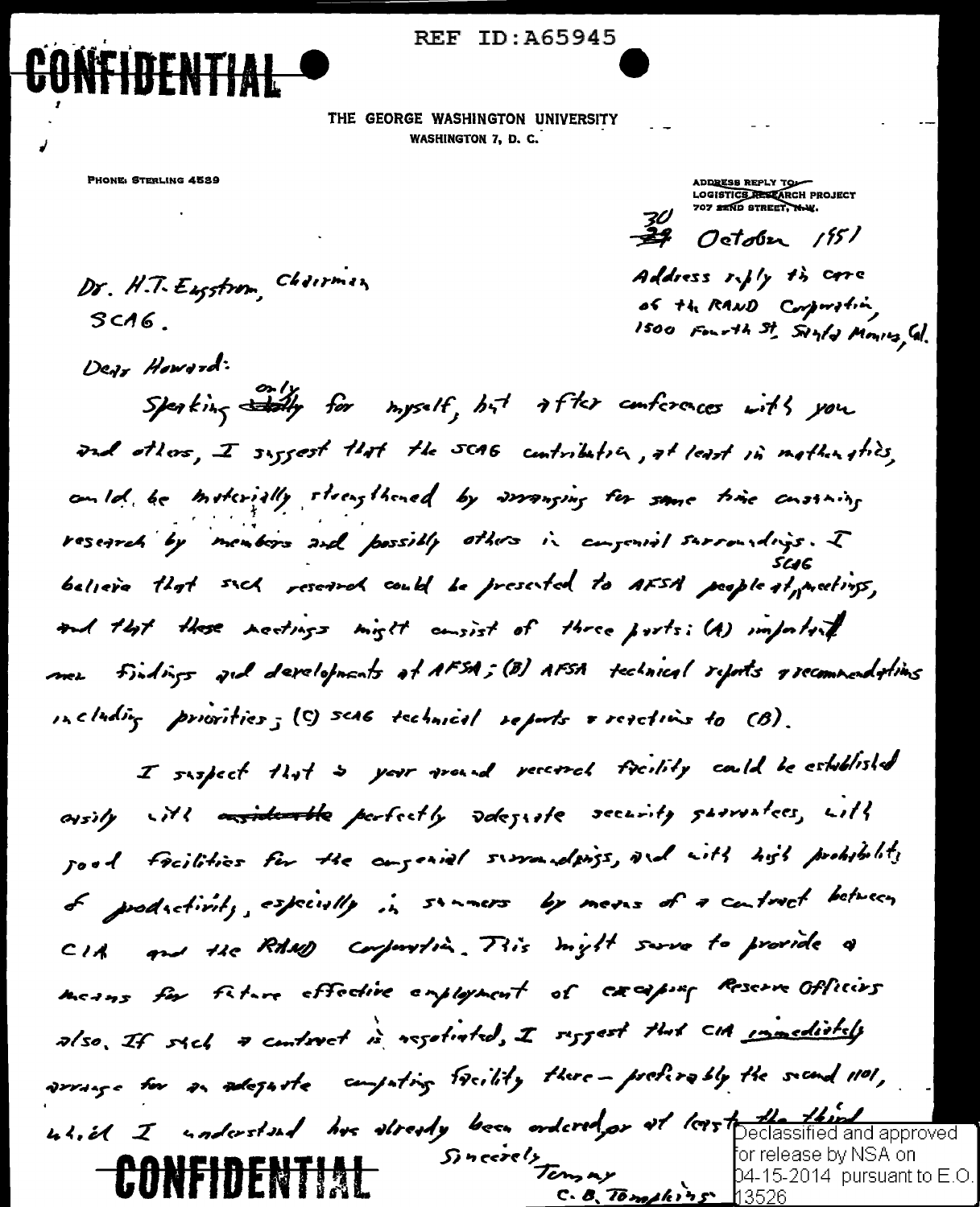REF ID:A65945

**CONFIDENTIAL**

THE GEORGE WASHINGTON UNIVERSITY
WASHINGTON 7, D. C.

PHONE: STERLING 4589

ADDRESS REPLY TO:
LOGISTICS RESEARCH PROJECT
707 22ND STREET, N.W.

~~29~~ 30 October 1951

Address reply to care of the RAND Corporation, 1500 Fourth St. Santa Monica, Cal.

Dr. H.T. Engstrom, Chairman
SCAG.

Dear Howard:

Speaking ~~solely~~ only for myself, but after conferences with you and others, I suggest that the SCAG contribution, at least in mathematics, could be materially strengthened by arranging for some time consuming research by members and possibly others in congenial surroundings. I believe that such research could be presented to AFSA people at SCAG meetings, and that these meetings might consist of three parts: (A) important new findings and developments at AFSA; (B) AFSA technical reports & recommendations including priorities; (C) SCAG technical reports & reactions to (B).

I suspect that a year around research facility could be established easily with ~~considerable~~ perfectly adequate security guarantees, with good facilities for the congenial surroundings, and with high probability of productivity, especially in summers by means of a contract between CIA and the RAND Corporation. This might serve to provide a means for future effective employment of excepting Reserve Officers also. If such a contract is negotiated, I suggest that CIA immediately arrange for an adequate computing facility there – preferably the second 1101, which I understand has already been ordered, or at least the third.

Sincerely
Tompy
C. B. Tompkins

**CONFIDENTIAL**

Declassified and approved for release by NSA on 04-15-2014 pursuant to E.O. 13526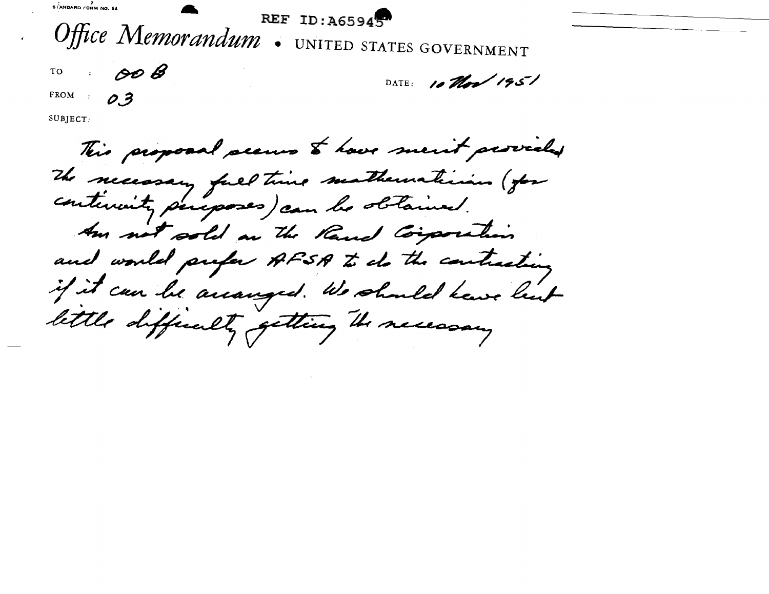STANDARD FORM NO. 64

REF ID:A65945

# *Office Memorandum* • UNITED STATES GOVERNMENT

TO : OOB

FROM : 03

DATE: 10 Nov 1951

SUBJECT:

This proposal seems to have merit provided the necessary full time mathematician (for continuity purposes) can be obtained.

Am not sold on the Rand Corporation and would prefer AFSA to do the contracting if it can be arranged. We should have but little difficulty getting the necessary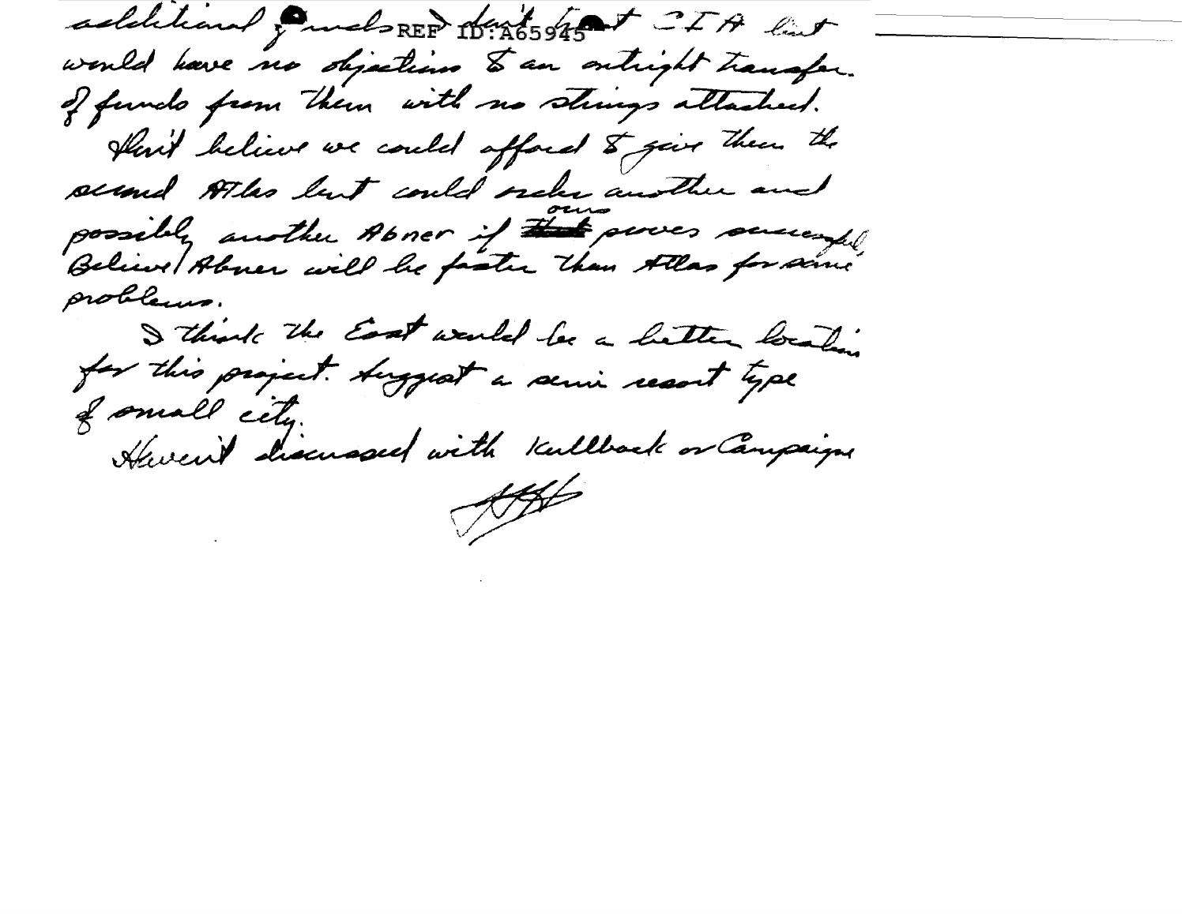additional funds don't ~~feel~~ that CIA but would have no objection to an outright transfer of funds from them with no strings attached.

Don't believe we could afford to give them the second Atlas but could order another and possibly another Abner if ~~that~~ ours proves successful. Believe Abner will be faster than Atlas for some problems.

I think the East would be a better location for this project. Suggest a semi resort type of small city.

Haven't discussed with Kullback or Campaigne

[signature]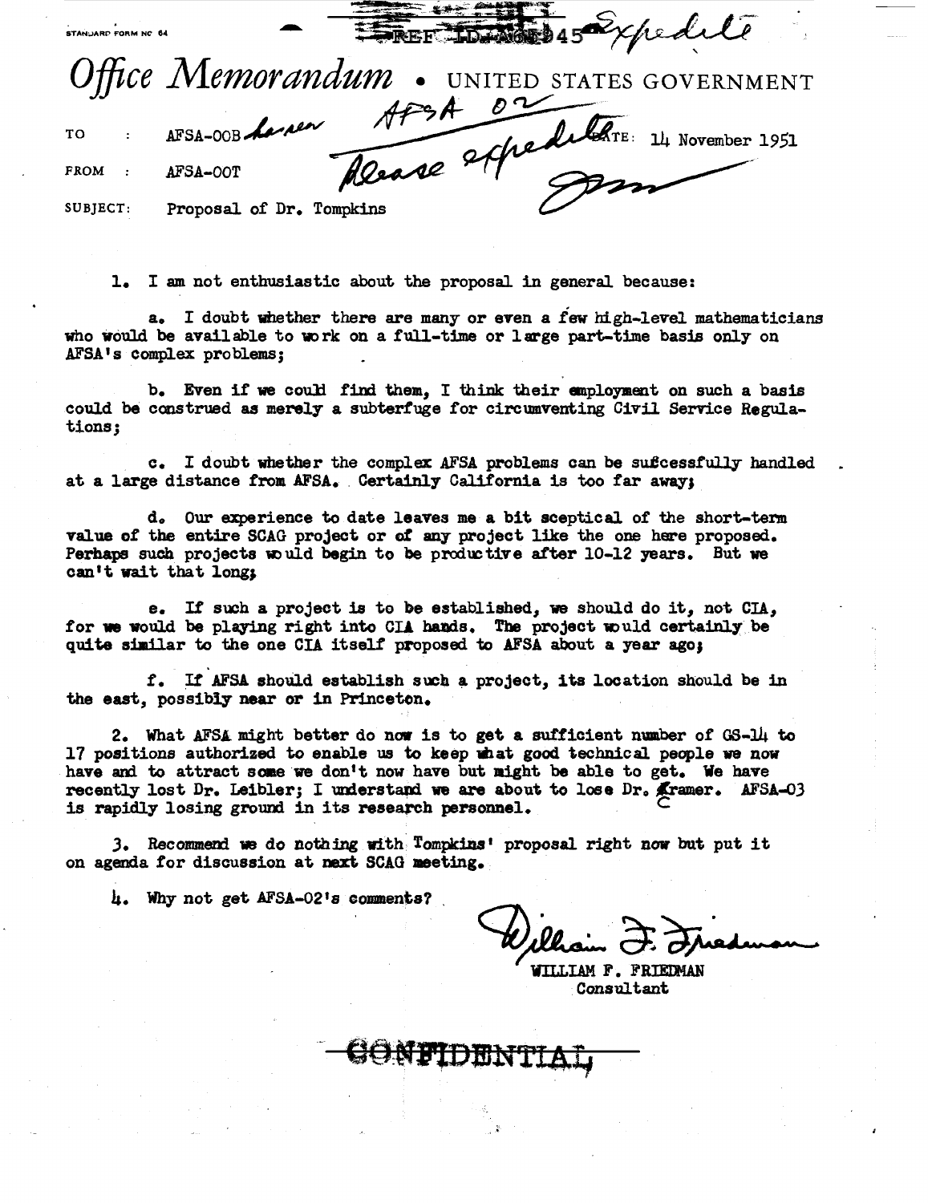STANDARD FORM NO 64

REF ID:A62945 *Expedite*

# *Office Memorandum* • UNITED STATES GOVERNMENT

*AFSA 02*
*Please expedite*

TO : AFSA-00B *Larsen* DATE: 14 November 1951

FROM : AFSA-00T

SUBJECT: Proposal of Dr. Tompkins

1. I am not enthusiastic about the proposal in general because:

   a. I doubt whether there are many or even a few high-level mathematicians who would be available to work on a full-time or large part-time basis only on AFSA's complex problems;

   b. Even if we could find them, I think their employment on such a basis could be construed as merely a subterfuge for circumventing Civil Service Regulations;

   c. I doubt whether the complex AFSA problems can be successfully handled at a large distance from AFSA. Certainly California is too far away;

   d. Our experience to date leaves me a bit sceptical of the short-term value of the entire SCAG project or of any project like the one here proposed. Perhaps such projects would begin to be productive after 10-12 years. But we can't wait that long;

   e. If such a project is to be established, we should do it, not CIA, for we would be playing right into CIA hands. The project would certainly be quite similar to the one CIA itself proposed to AFSA about a year ago;

   f. If AFSA should establish such a project, its location should be in the east, possibly near or in Princeton.

2. What AFSA might better do now is to get a sufficient number of GS-14 to 17 positions authorized to enable us to keep what good technical people we now have and to attract some we don't now have but might be able to get. We have recently lost Dr. Leibler; I understand we are about to lose Dr. Cramer. AFSA-03 is rapidly losing ground in its research personnel.

3. Recommend we do nothing with Tompkins' proposal right now but put it on agenda for discussion at next SCAG meeting.

4. Why not get AFSA-02's comments?

*William F. Friedman*
WILLIAM F. FRIEDMAN
Consultant

~~CONFIDENTIAL~~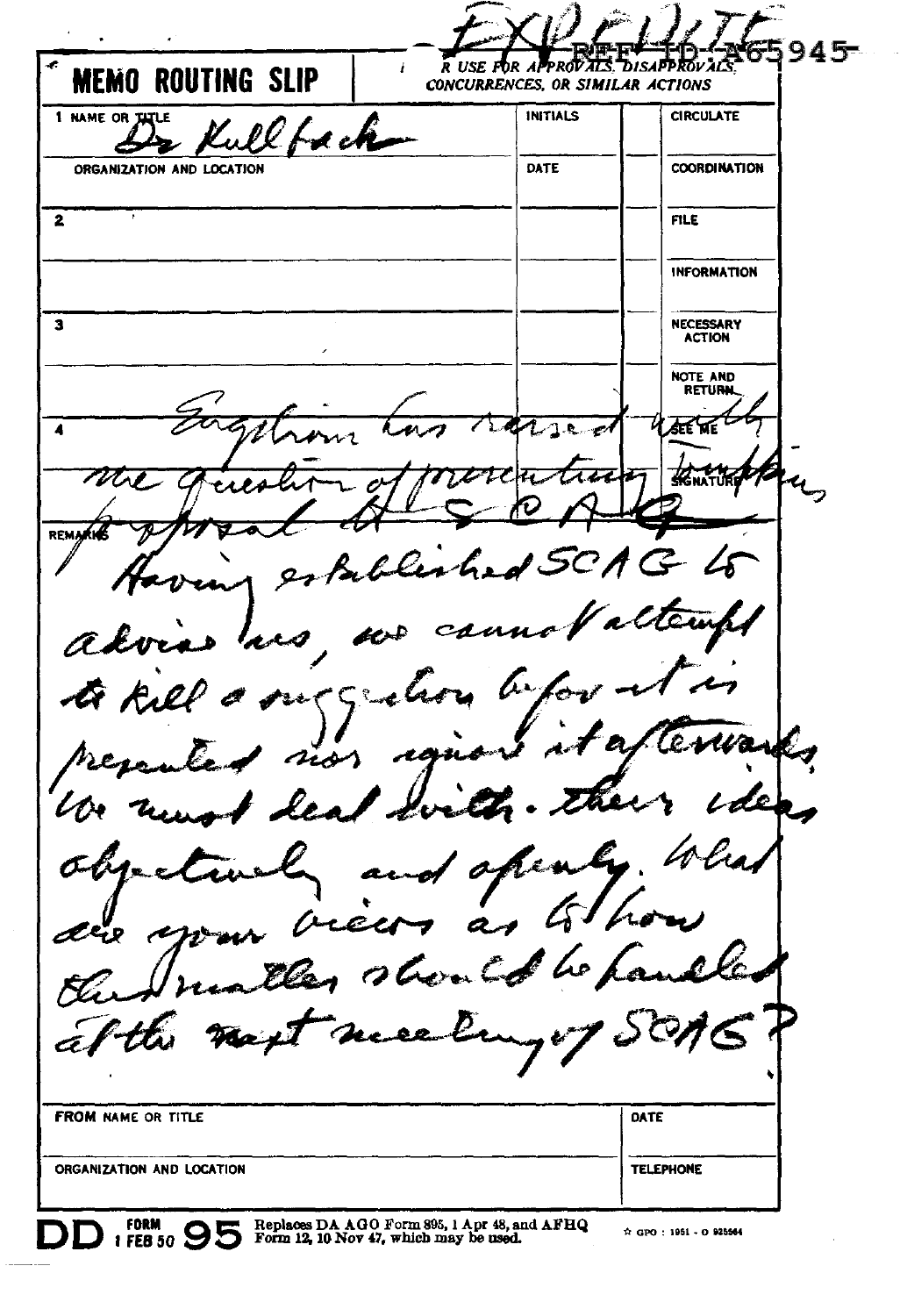EXPEDITE

REF ID:A65945

**MEMO ROUTING SLIP**

FOR USE FOR APPROVALS, DISAPPROVALS, CONCURRENCES, OR SIMILAR ACTIONS

| | | INITIALS | CIRCULATE |
|---|---|---|---|
| 1 NAME OR TITLE | Dr Kullback | | |
| ORGANIZATION AND LOCATION | | DATE | COORDINATION |
| 2 | | | FILE |
| | | | INFORMATION |
| 3 | | | NECESSARY ACTION |
| | | | NOTE AND RETURN |
| 4 | | | SEE ME |
| | | | SIGNATURE |

Engstrom has raised with me question of presenting Tompkins proposal at SCAG.

REMARKS

Having established SCAG to advise us, we cannot attempt to kill a suggestion before it is presented nor ignore it afterwards. We must deal with their ideas objectively and openly. What are your views as to how this matter should be handled at the next meeting of SCAG?

| FROM NAME OR TITLE | DATE |
|---|---|
| ORGANIZATION AND LOCATION | TELEPHONE |

DD FORM 1 FEB 50 95 Replaces DA AGO Form 895, 1 Apr 48, and AFHQ Form 12, 10 Nov 47, which may be used.

GPO : 1951 - O 925564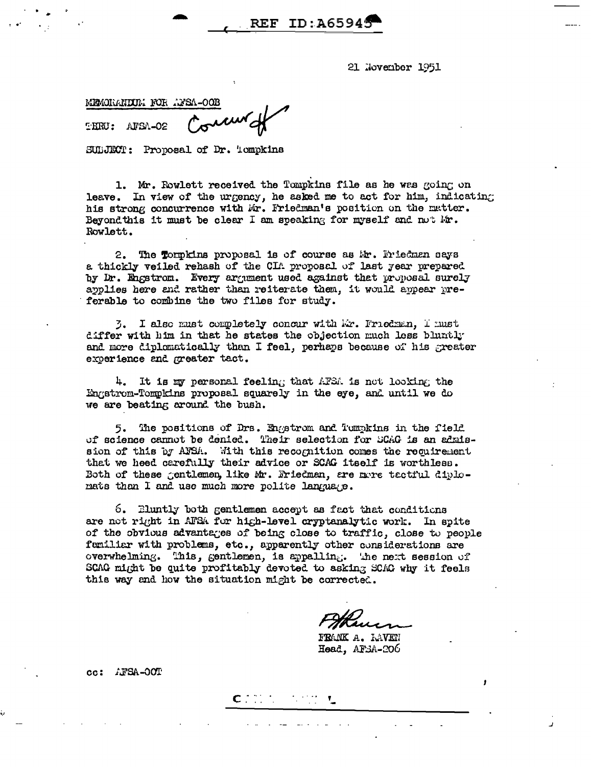REF ID:A65945

21 November 1951

MEMORANDUM FOR AFSA-00B

THRU: AFSA-02 Concur

SUBJECT: Proposal of Dr. Tompkins

1. Mr. Rowlett received the Tompkins file as he was going on leave. In view of the urgency, he asked me to act for him, indicating his strong concurrence with Mr. Friedman's position on the matter. Beyond this it must be clear I am speaking for myself and not Mr. Rowlett.

2. The Tompkins proposal is of course as Mr. Friedman says a thickly veiled rehash of the CIA proposal of last year prepared by Dr. Engstrom. Every argument used against that proposal surely applies here and rather than reiterate them, it would appear preferable to combine the two files for study.

3. I also must completely concur with Mr. Friedman, I must differ with him in that he states the objection much less bluntly and more diplomatically than I feel, perhaps because of his greater experience and greater tact.

4. It is my personal feeling that AFSA is not looking the Engstrom-Tompkins proposal squarely in the eye, and until we do we are beating around the bush.

5. The positions of Drs. Engstrom and Tompkins in the field of science cannot be denied. Their selection for SCAG is an admission of this by AFSA. With this recognition comes the requirement that we heed carefully their advice or SCAG itself is worthless. Both of these gentlemen, like Mr. Friedman, are more tactful diplomats than I and use much more polite language.

6. Bluntly both gentlemen accept as fact that conditions are not right in AFSA for high-level cryptanalytic work. In spite of the obvious advantages of being close to traffic, close to people familiar with problems, etc., apparently other considerations are overwhelming. This, gentlemen, is appalling. The next session of SCAG might be quite profitably devoted to asking SCAG why it feels this way and how the situation might be corrected.

FRANK A. RAVEN
Head, AFSA-206

cc: AFSA-00T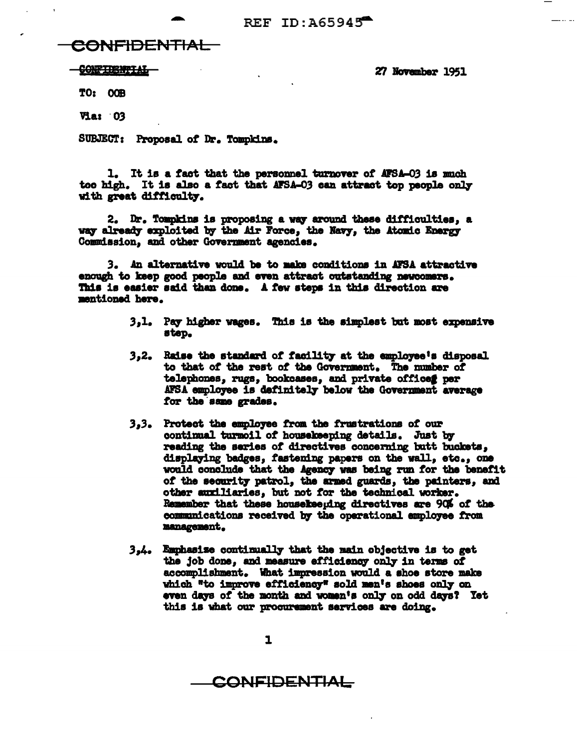CONFIDENTIAL

27 November 1951

TO: OOB

Via: 03

SUBJECT: Proposal of Dr. Tompkins.

1. It is a fact that the personnel turnover of AFSA-03 is much too high. It is also a fact that AFSA-03 can attract top people only with great difficulty.

2. Dr. Tompkins is proposing a way around these difficulties, a way already exploited by the Air Force, the Navy, the Atomic Energy Commission, and other Government agencies.

3. An alternative would be to make conditions in AFSA attractive enough to keep good people and even attract outstanding newcomers. This is easier said than done. A few steps in this direction are mentioned here.

> 3,1. Pay higher wages. This is the simplest but most expensive step.
>
> 3,2. Raise the standard of facility at the employee's disposal to that of the rest of the Government. The number of telephones, rugs, bookcases, and private offices per AFSA employee is definitely below the Government average for the same grades.
>
> 3,3. Protect the employee from the frustrations of our continual turmoil of housekeeping details. Just by reading the series of directives concerning butt buckets, displaying badges, fastening papers on the wall, etc., one would conclude that the Agency was being run for the benefit of the security patrol, the armed guards, the painters, and other auxiliaries, but not for the technical worker. Remember that these housekeeping directives are 90% of the communications received by the operational employee from management.
>
> 3,4. Emphasize continually that the main objective is to get the job done, and measure efficiency only in terms of accomplishment. What impression would a shoe store make which "to improve efficiency" sold men's shoes only on even days of the month and women's only on odd days? Yet this is what our procurement services are doing.

CONFIDENTIAL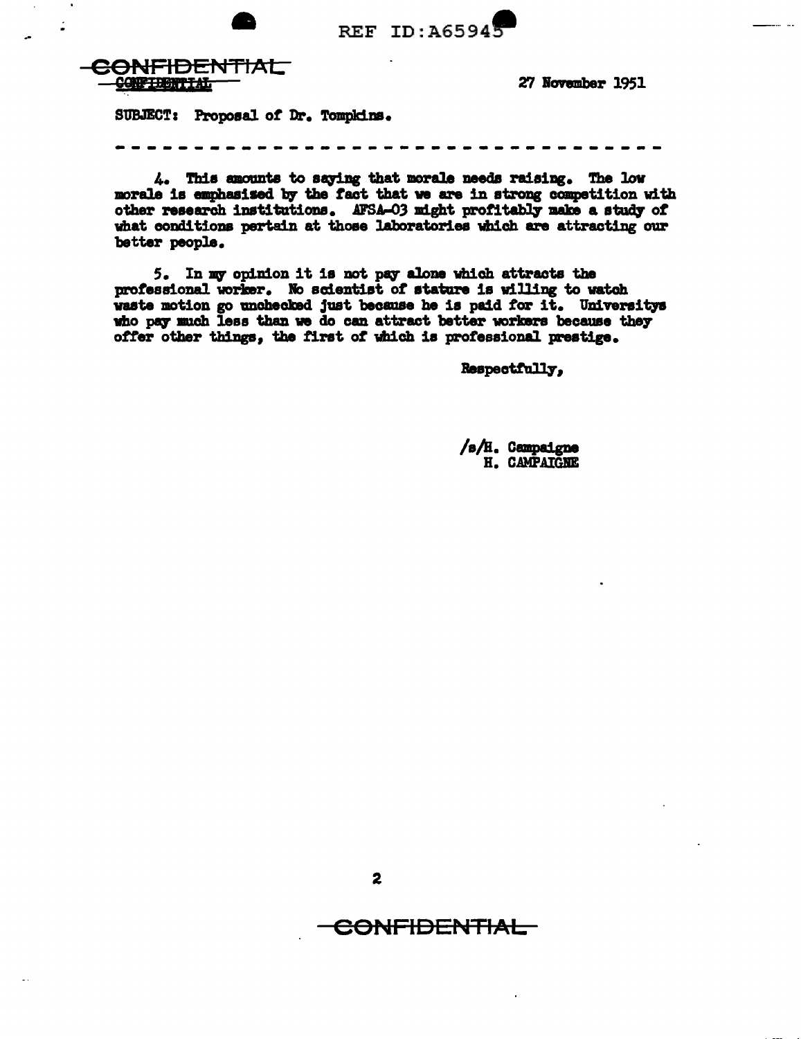CONFIDENTIAL

27 November 1951

SUBJECT: Proposal of Dr. Tompkins.

---

4. This amounts to saying that morale needs raising. The low morale is emphasised by the fact that we are in strong competition with other research institutions. AFSA-03 might profitably make a study of what conditions pertain at those laboratories which are attracting our better people.

5. In my opinion it is not pay alone which attracts the professional worker. No scientist of stature is willing to watch waste motion go unchecked just because he is paid for it. Universitys who pay much less than we do can attract better workers because they offer other things, the first of which is professional prestige.

Respectfully,

/s/H. Campaigne
H. CAMPAIGNE

CONFIDENTIAL